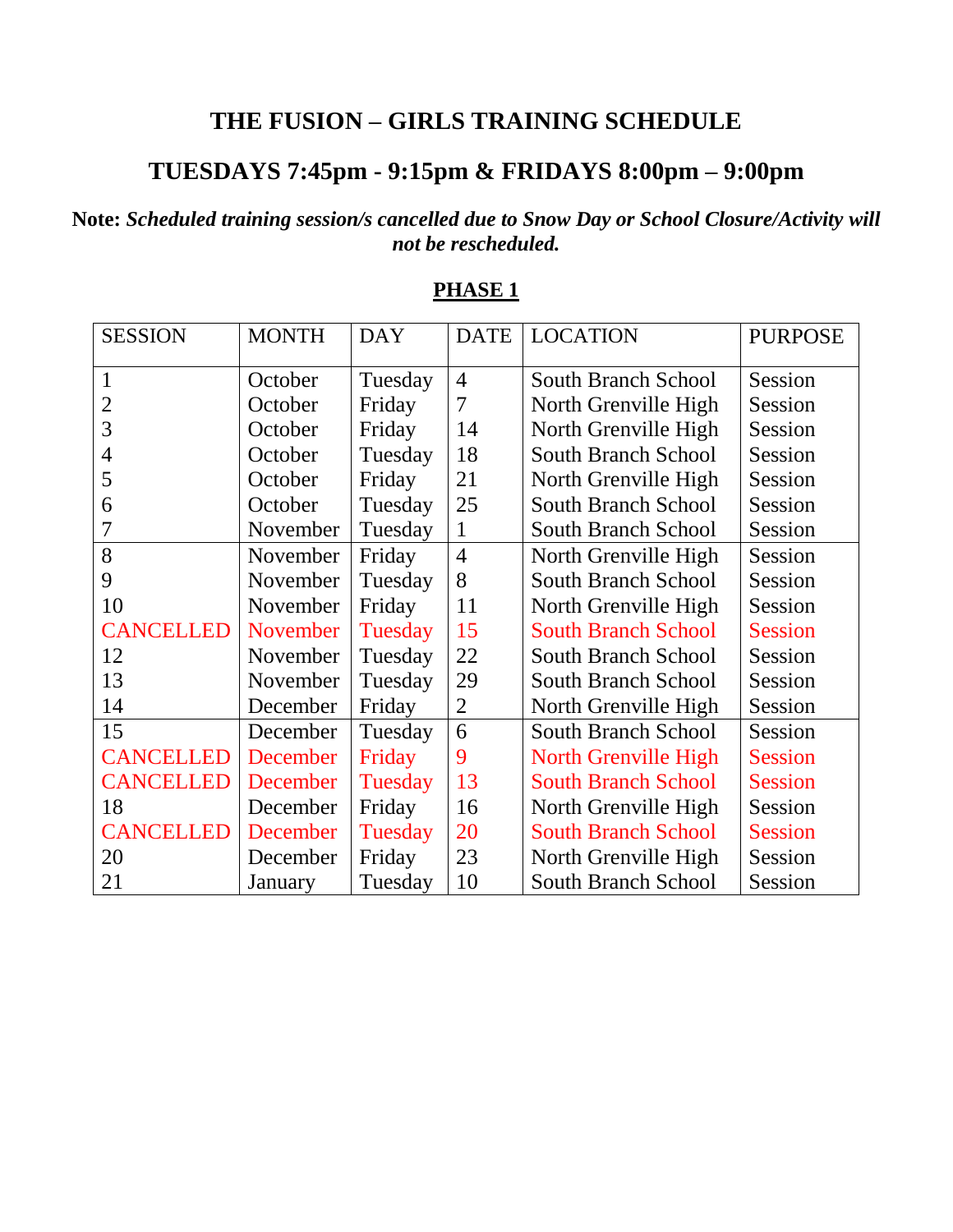# THE FUSION – GIRLS TRAINING SCHEDULE

## TUESDAYS 7:45pm - 9:15pm & FRIDAYS 8:00pm – 9:00pm

**Note:** ***Scheduled training session/s cancelled due to Snow Day or School Closure/Activity will not be rescheduled.***

## PHASE 1

| SESSION | MONTH | DAY | DATE | LOCATION | PURPOSE |
|---|---|---|---|---|---|
| 1 | October | Tuesday | 4 | South Branch School | Session |
| 2 | October | Friday | 7 | North Grenville High | Session |
| 3 | October | Friday | 14 | North Grenville High | Session |
| 4 | October | Tuesday | 18 | South Branch School | Session |
| 5 | October | Friday | 21 | North Grenville High | Session |
| 6 | October | Tuesday | 25 | South Branch School | Session |
| 7 | November | Tuesday | 1 | South Branch School | Session |
| 8 | November | Friday | 4 | North Grenville High | Session |
| 9 | November | Tuesday | 8 | South Branch School | Session |
| 10 | November | Friday | 11 | North Grenville High | Session |
| CANCELLED | November | Tuesday | 15 | South Branch School | Session |
| 12 | November | Tuesday | 22 | South Branch School | Session |
| 13 | November | Tuesday | 29 | South Branch School | Session |
| 14 | December | Friday | 2 | North Grenville High | Session |
| 15 | December | Tuesday | 6 | South Branch School | Session |
| CANCELLED | December | Friday | 9 | North Grenville High | Session |
| CANCELLED | December | Tuesday | 13 | South Branch School | Session |
| 18 | December | Friday | 16 | North Grenville High | Session |
| CANCELLED | December | Tuesday | 20 | South Branch School | Session |
| 20 | December | Friday | 23 | North Grenville High | Session |
| 21 | January | Tuesday | 10 | South Branch School | Session |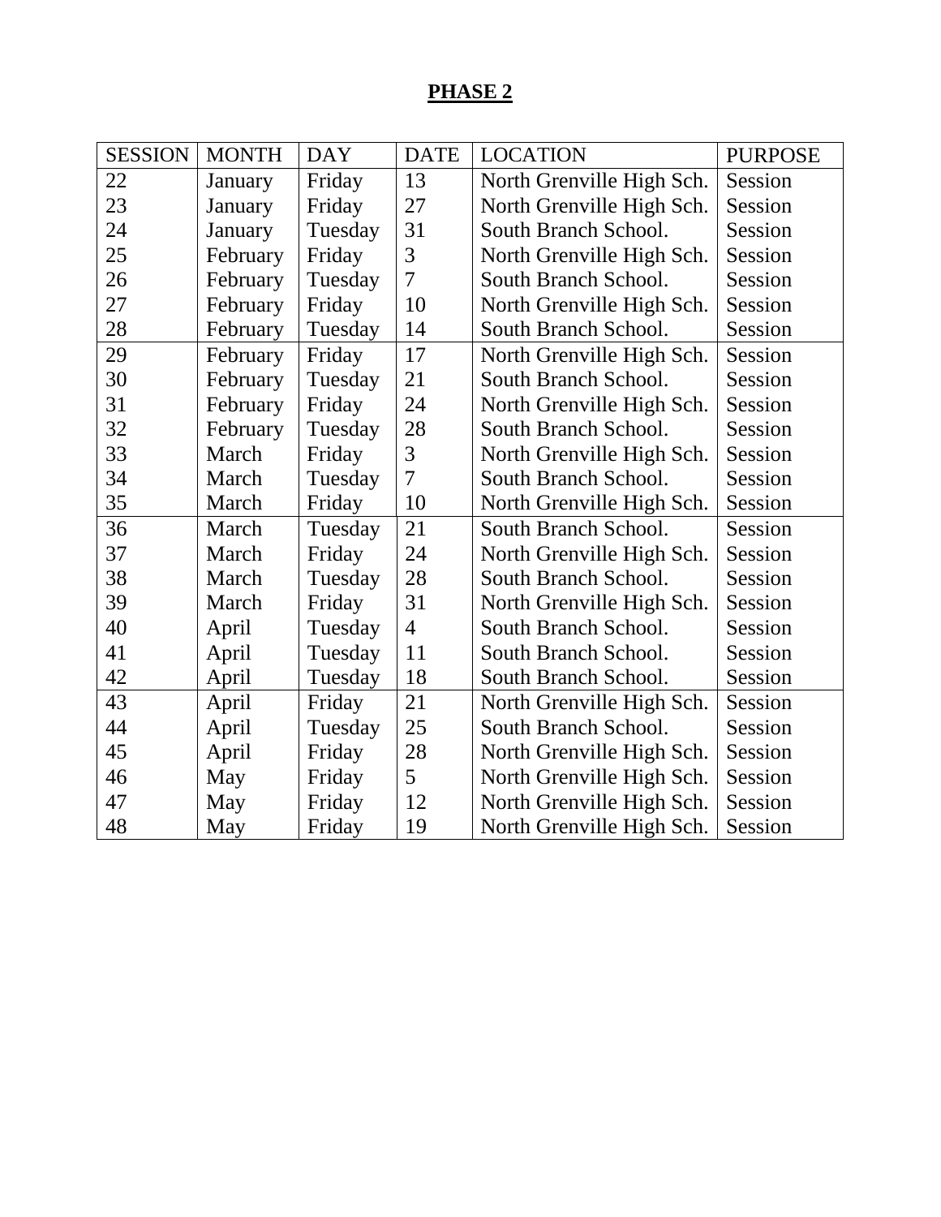# PHASE 2

| SESSION | MONTH | DAY | DATE | LOCATION | PURPOSE |
|---|---|---|---|---|---|
| 22 | January | Friday | 13 | North Grenville High Sch. | Session |
| 23 | January | Friday | 27 | North Grenville High Sch. | Session |
| 24 | January | Tuesday | 31 | South Branch School. | Session |
| 25 | February | Friday | 3 | North Grenville High Sch. | Session |
| 26 | February | Tuesday | 7 | South Branch School. | Session |
| 27 | February | Friday | 10 | North Grenville High Sch. | Session |
| 28 | February | Tuesday | 14 | South Branch School. | Session |
| 29 | February | Friday | 17 | North Grenville High Sch. | Session |
| 30 | February | Tuesday | 21 | South Branch School. | Session |
| 31 | February | Friday | 24 | North Grenville High Sch. | Session |
| 32 | February | Tuesday | 28 | South Branch School. | Session |
| 33 | March | Friday | 3 | North Grenville High Sch. | Session |
| 34 | March | Tuesday | 7 | South Branch School. | Session |
| 35 | March | Friday | 10 | North Grenville High Sch. | Session |
| 36 | March | Tuesday | 21 | South Branch School. | Session |
| 37 | March | Friday | 24 | North Grenville High Sch. | Session |
| 38 | March | Tuesday | 28 | South Branch School. | Session |
| 39 | March | Friday | 31 | North Grenville High Sch. | Session |
| 40 | April | Tuesday | 4 | South Branch School. | Session |
| 41 | April | Tuesday | 11 | South Branch School. | Session |
| 42 | April | Tuesday | 18 | South Branch School. | Session |
| 43 | April | Friday | 21 | North Grenville High Sch. | Session |
| 44 | April | Tuesday | 25 | South Branch School. | Session |
| 45 | April | Friday | 28 | North Grenville High Sch. | Session |
| 46 | May | Friday | 5 | North Grenville High Sch. | Session |
| 47 | May | Friday | 12 | North Grenville High Sch. | Session |
| 48 | May | Friday | 19 | North Grenville High Sch. | Session |